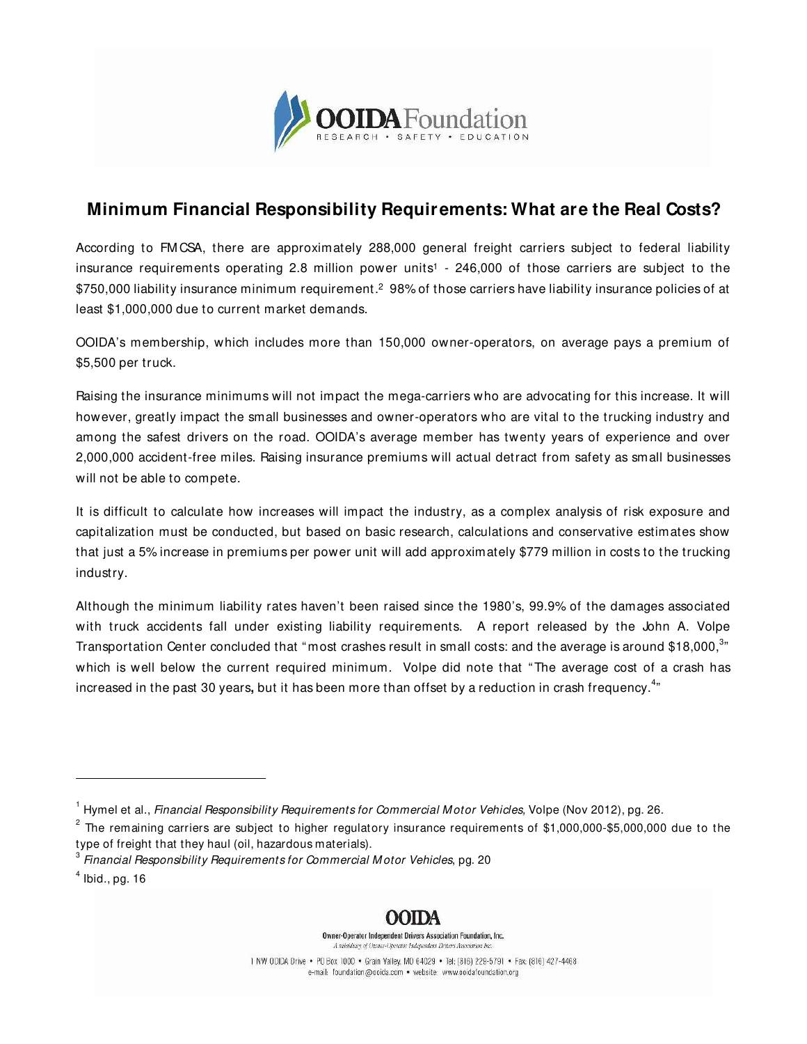# Minimum Financial Responsibility Requirements: What are the Real Costs?

According to FMCSA, there are approximately 288,000 general freight carriers subject to federal liability insurance requirements operating 2.8 million power units[1] - 246,000 of those carriers are subject to the $750,000 liability insurance minimum requirement.[2] 98% of those carriers have liability insurance policies of at least $1,000,000 due to current market demands.

OOIDA's membership, which includes more than 150,000 owner-operators, on average pays a premium of $5,500 per truck.

Raising the insurance minimums will not impact the mega-carriers who are advocating for this increase. It will however, greatly impact the small businesses and owner-operators who are vital to the trucking industry and among the safest drivers on the road. OOIDA's average member has twenty years of experience and over 2,000,000 accident-free miles. Raising insurance premiums will actual detract from safety as small businesses will not be able to compete.

It is difficult to calculate how increases will impact the industry, as a complex analysis of risk exposure and capitalization must be conducted, but based on basic research, calculations and conservative estimates show that just a 5% increase in premiums per power unit will add approximately $779 million in costs to the trucking industry.

Although the minimum liability rates haven't been raised since the 1980's, 99.9% of the damages associated with truck accidents fall under existing liability requirements. A report released by the John A. Volpe Transportation Center concluded that "most crashes result in small costs: and the average is around $18,000,[3]" which is well below the current required minimum. Volpe did note that "The average cost of a crash has increased in the past 30 years, but it has been more than offset by a reduction in crash frequency.[4]"

---

[1] Hymel et al., *Financial Responsibility Requirements for Commercial Motor Vehicles*, Volpe (Nov 2012), pg. 26.

[2] The remaining carriers are subject to higher regulatory insurance requirements of $1,000,000-$5,000,000 due to the type of freight that they haul (oil, hazardous materials).

[3] *Financial Responsibility Requirements for Commercial Motor Vehicles*, pg. 20

[4] Ibid., pg. 16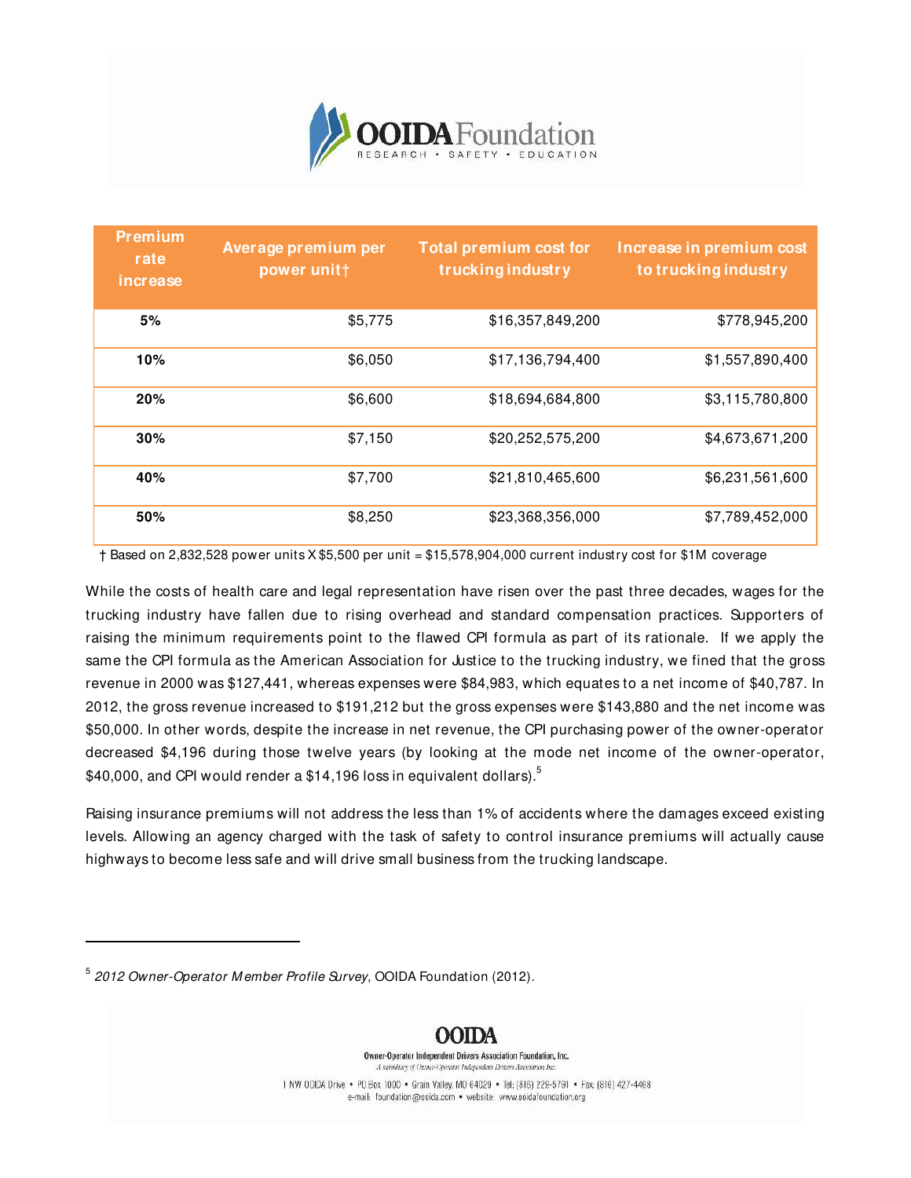| Premium rate increase | Average premium per power unit† | Total premium cost for trucking industry | Increase in premium cost to trucking industry |
|---|---|---|---|
| **5%** | $5,775 | $16,357,849,200 | $778,945,200 |
| **10%** | $6,050 | $17,136,794,400 | $1,557,890,400 |
| **20%** | $6,600 | $18,694,684,800 | $3,115,780,800 |
| **30%** | $7,150 | $20,252,575,200 | $4,673,671,200 |
| **40%** | $7,700 | $21,810,465,600 | $6,231,561,600 |
| **50%** | $8,250 | $23,368,356,000 | $7,789,452,000 |

† Based on 2,832,528 power units X $5,500 per unit = $15,578,904,000 current industry cost for $1M coverage

While the costs of health care and legal representation have risen over the past three decades, wages for the trucking industry have fallen due to rising overhead and standard compensation practices. Supporters of raising the minimum requirements point to the flawed CPI formula as part of its rationale. If we apply the same the CPI formula as the American Association for Justice to the trucking industry, we fined that the gross revenue in 2000 was $127,441, whereas expenses were $84,983, which equates to a net income of $40,787. In 2012, the gross revenue increased to $191,212 but the gross expenses were $143,880 and the net income was $50,000. In other words, despite the increase in net revenue, the CPI purchasing power of the owner-operator decreased $4,196 during those twelve years (by looking at the mode net income of the owner-operator, $40,000, and CPI would render a $14,196 loss in equivalent dollars).[5]

Raising insurance premiums will not address the less than 1% of accidents where the damages exceed existing levels. Allowing an agency charged with the task of safety to control insurance premiums will actually cause highways to become less safe and will drive small business from the trucking landscape.

[5] *2012 Owner-Operator Member Profile Survey*, OOIDA Foundation (2012).